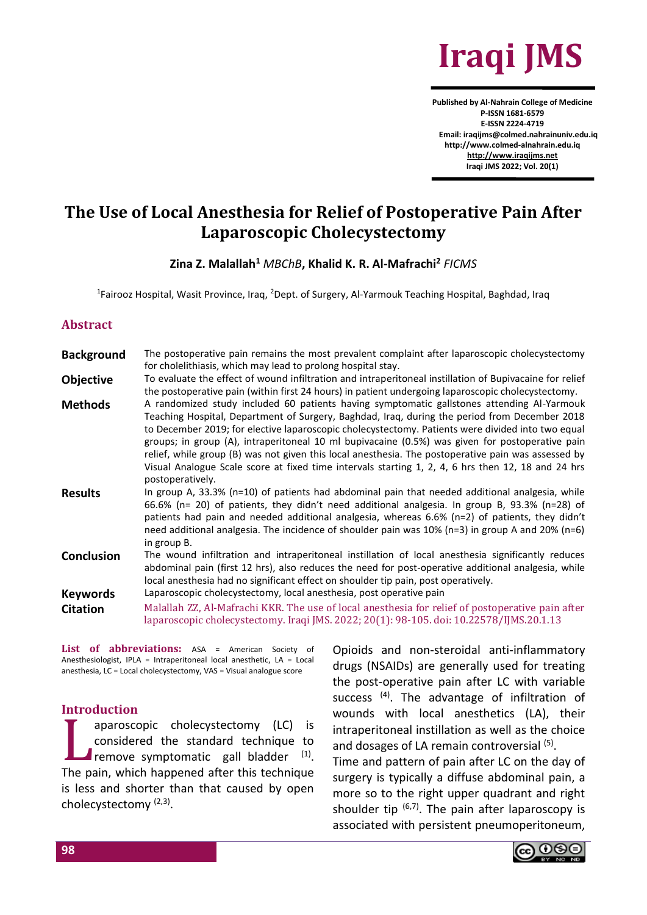# The Use of Local Anesthesia for Relief of Postoperative Pain After Laparoscopic Cholecystectomy

**Zina Z. Malallah**[1] *MBChB*, **Khalid K. R. Al-Mafrachi**[2] *FICMS*

[1]Fairooz Hospital, Wasit Province, Iraq, [2]Dept. of Surgery, Al-Yarmouk Teaching Hospital, Baghdad, Iraq

## Abstract

**Background** The postoperative pain remains the most prevalent complaint after laparoscopic cholecystectomy for cholelithiasis, which may lead to prolong hospital stay.

**Objective** To evaluate the effect of wound infiltration and intraperitoneal instillation of Bupivacaine for relief the postoperative pain (within first 24 hours) in patient undergoing laparoscopic cholecystectomy.

**Methods** A randomized study included 60 patients having symptomatic gallstones attending Al-Yarmouk Teaching Hospital, Department of Surgery, Baghdad, Iraq, during the period from December 2018 to December 2019; for elective laparoscopic cholecystectomy. Patients were divided into two equal groups; in group (A), intraperitoneal 10 ml bupivacaine (0.5%) was given for postoperative pain relief, while group (B) was not given this local anesthesia. The postoperative pain was assessed by Visual Analogue Scale score at fixed time intervals starting 1, 2, 4, 6 hrs then 12, 18 and 24 hrs postoperatively.

**Results** In group A, 33.3% (n=10) of patients had abdominal pain that needed additional analgesia, while 66.6% (n= 20) of patients, they didn't need additional analgesia. In group B, 93.3% (n=28) of patients had pain and needed additional analgesia, whereas 6.6% (n=2) of patients, they didn't need additional analgesia. The incidence of shoulder pain was 10% (n=3) in group A and 20% (n=6) in group B.

**Conclusion** The wound infiltration and intraperitoneal instillation of local anesthesia significantly reduces abdominal pain (first 12 hrs), also reduces the need for post-operative additional analgesia, while local anesthesia had no significant effect on shoulder tip pain, post operatively.

**Keywords** Laparoscopic cholecystectomy, local anesthesia, post operative pain

**Citation** Malallah ZZ, Al-Mafrachi KKR. The use of local anesthesia for relief of postoperative pain after laparoscopic cholecystectomy. Iraqi JMS. 2022; 20(1): 98-105. doi: 10.22578/IJMS.20.1.13

**List of abbreviations:** ASA = American Society of Anesthesiologist, IPLA = Intraperitoneal local anesthetic, LA = Local anesthesia, LC = Local cholecystectomy, VAS = Visual analogue score

## Introduction

Laparoscopic cholecystectomy (LC) is considered the standard technique to remove symptomatic gall bladder [1]. The pain, which happened after this technique is less and shorter than that caused by open cholecystectomy [2,3].

Opioids and non-steroidal anti-inflammatory drugs (NSAIDs) are generally used for treating the post-operative pain after LC with variable success [4]. The advantage of infiltration of wounds with local anesthetics (LA), their intraperitoneal instillation as well as the choice and dosages of LA remain controversial [5].

Time and pattern of pain after LC on the day of surgery is typically a diffuse abdominal pain, a more so to the right upper quadrant and right shoulder tip [6,7]. The pain after laparoscopy is associated with persistent pneumoperitoneum,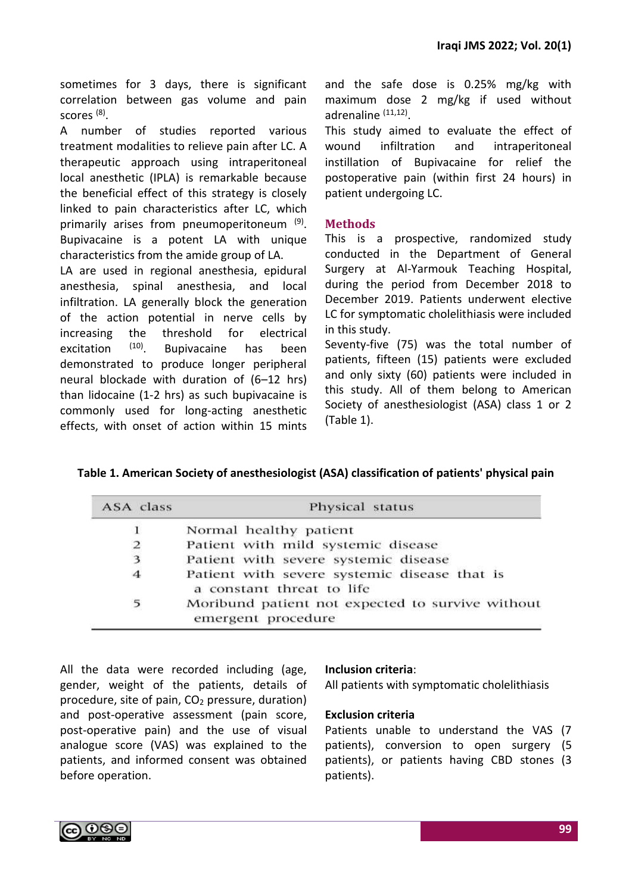sometimes for 3 days, there is significant correlation between gas volume and pain scores [8].

A number of studies reported various treatment modalities to relieve pain after LC. A therapeutic approach using intraperitoneal local anesthetic (IPLA) is remarkable because the beneficial effect of this strategy is closely linked to pain characteristics after LC, which primarily arises from pneumoperitoneum [9]. Bupivacaine is a potent LA with unique characteristics from the amide group of LA.

LA are used in regional anesthesia, epidural anesthesia, spinal anesthesia, and local infiltration. LA generally block the generation of the action potential in nerve cells by increasing the threshold for electrical excitation [10]. Bupivacaine has been demonstrated to produce longer peripheral neural blockade with duration of (6–12 hrs) than lidocaine (1-2 hrs) as such bupivacaine is commonly used for long-acting anesthetic effects, with onset of action within 15 mints and the safe dose is 0.25% mg/kg with maximum dose 2 mg/kg if used without adrenaline [11,12].

This study aimed to evaluate the effect of wound infiltration and intraperitonal instillation of Bupivacaine for relief the postoperative pain (within first 24 hours) in patient undergoing LC.

## Methods

This is a prospective, randomized study conducted in the Department of General Surgery at Al-Yarmouk Teaching Hospital, during the period from December 2018 to December 2019. Patients underwent elective LC for symptomatic cholelithiasis were included in this study.

Seventy-five (75) was the total number of patients, fifteen (15) patients were excluded and only sixty (60) patients were included in this study. All of them belong to American Society of anesthesiologist (ASA) class 1 or 2 (Table 1).

**Table 1. American Society of anesthesiologist (ASA) classification of patients' physical pain**

| ASA class | Physical status |
|---|---|
| 1 | Normal healthy patient |
| 2 | Patient with mild systemic disease |
| 3 | Patient with severe systemic disease |
| 4 | Patient with severe systemic disease that is a constant threat to life |
| 5 | Moribund patient not expected to survive without emergent procedure |

All the data were recorded including (age, gender, weight of the patients, details of procedure, site of pain, $CO_2$ pressure, duration) and post-operative assessment (pain score, post-operative pain) and the use of visual analogue score (VAS) was explained to the patients, and informed consent was obtained before operation.

**Inclusion criteria**:

All patients with symptomatic cholelithiasis

**Exclusion criteria**

Patients unable to understand the VAS (7 patients), conversion to open surgery (5 patients), or patients having CBD stones (3 patients).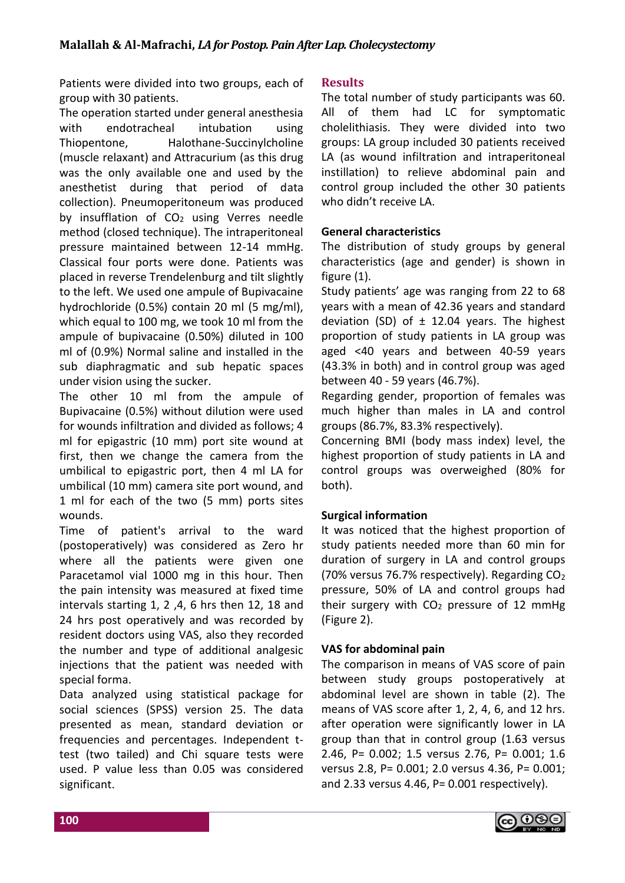Patients were divided into two groups, each of group with 30 patients.

The operation started under general anesthesia with endotracheal intubation using Thiopentone, Halothane-Succinylcholine (muscle relaxant) and Attracurium (as this drug was the only available one and used by the anesthetist during that period of data collection). Pneumoperitoneum was produced by insufflation of $CO_2$ using Verres needle method (closed technique). The intraperitoneal pressure maintained between 12-14 mmHg. Classical four ports were done. Patients was placed in reverse Trendelenburg and tilt slightly to the left. We used one ampule of Bupivacaine hydrochloride (0.5%) contain 20 ml (5 mg/ml), which equal to 100 mg, we took 10 ml from the ampule of bupivacaine (0.50%) diluted in 100 ml of (0.9%) Normal saline and installed in the sub diaphragmatic and sub hepatic spaces under vision using the sucker.

The other 10 ml from the ampule of Bupivacaine (0.5%) without dilution were used for wounds infiltration and divided as follows; 4 ml for epigastric (10 mm) port site wound at first, then we change the camera from the umbilical to epigastric port, then 4 ml LA for umbilical (10 mm) camera site port wound, and 1 ml for each of the two (5 mm) ports sites wounds.

Time of patient's arrival to the ward (postoperatively) was considered as Zero hr where all the patients were given one Paracetamol vial 1000 mg in this hour. Then the pain intensity was measured at fixed time intervals starting 1, 2 ,4, 6 hrs then 12, 18 and 24 hrs post operatively and was recorded by resident doctors using VAS, also they recorded the number and type of additional analgesic injections that the patient was needed with special forma.

Data analyzed using statistical package for social sciences (SPSS) version 25. The data presented as mean, standard deviation or frequencies and percentages. Independent t-test (two tailed) and Chi square tests were used. P value less than 0.05 was considered significant.

## Results

The total number of study participants was 60. All of them had LC for symptomatic cholelithiasis. They were divided into two groups: LA group included 30 patients received LA (as wound infiltration and intraperitoneal instillation) to relieve abdominal pain and control group included the other 30 patients who didn't receive LA.

### General characteristics

The distribution of study groups by general characteristics (age and gender) is shown in figure (1).

Study patients' age was ranging from 22 to 68 years with a mean of 42.36 years and standard deviation (SD) of ± 12.04 years. The highest proportion of study patients in LA group was aged <40 years and between 40-59 years (43.3% in both) and in control group was aged between 40 - 59 years (46.7%).

Regarding gender, proportion of females was much higher than males in LA and control groups (86.7%, 83.3% respectively).

Concerning BMI (body mass index) level, the highest proportion of study patients in LA and control groups was overweighed (80% for both).

### Surgical information

It was noticed that the highest proportion of study patients needed more than 60 min for duration of surgery in LA and control groups (70% versus 76.7% respectively). Regarding $CO_2$ pressure, 50% of LA and control groups had their surgery with $CO_2$ pressure of 12 mmHg (Figure 2).

### VAS for abdominal pain

The comparison in means of VAS score of pain between study groups postoperatively at abdominal level are shown in table (2). The means of VAS score after 1, 2, 4, 6, and 12 hrs. after operation were significantly lower in LA group than that in control group (1.63 versus 2.46, P= 0.002; 1.5 versus 2.76, P= 0.001; 1.6 versus 2.8, P= 0.001; 2.0 versus 4.36, P= 0.001; and 2.33 versus 4.46, P= 0.001 respectively).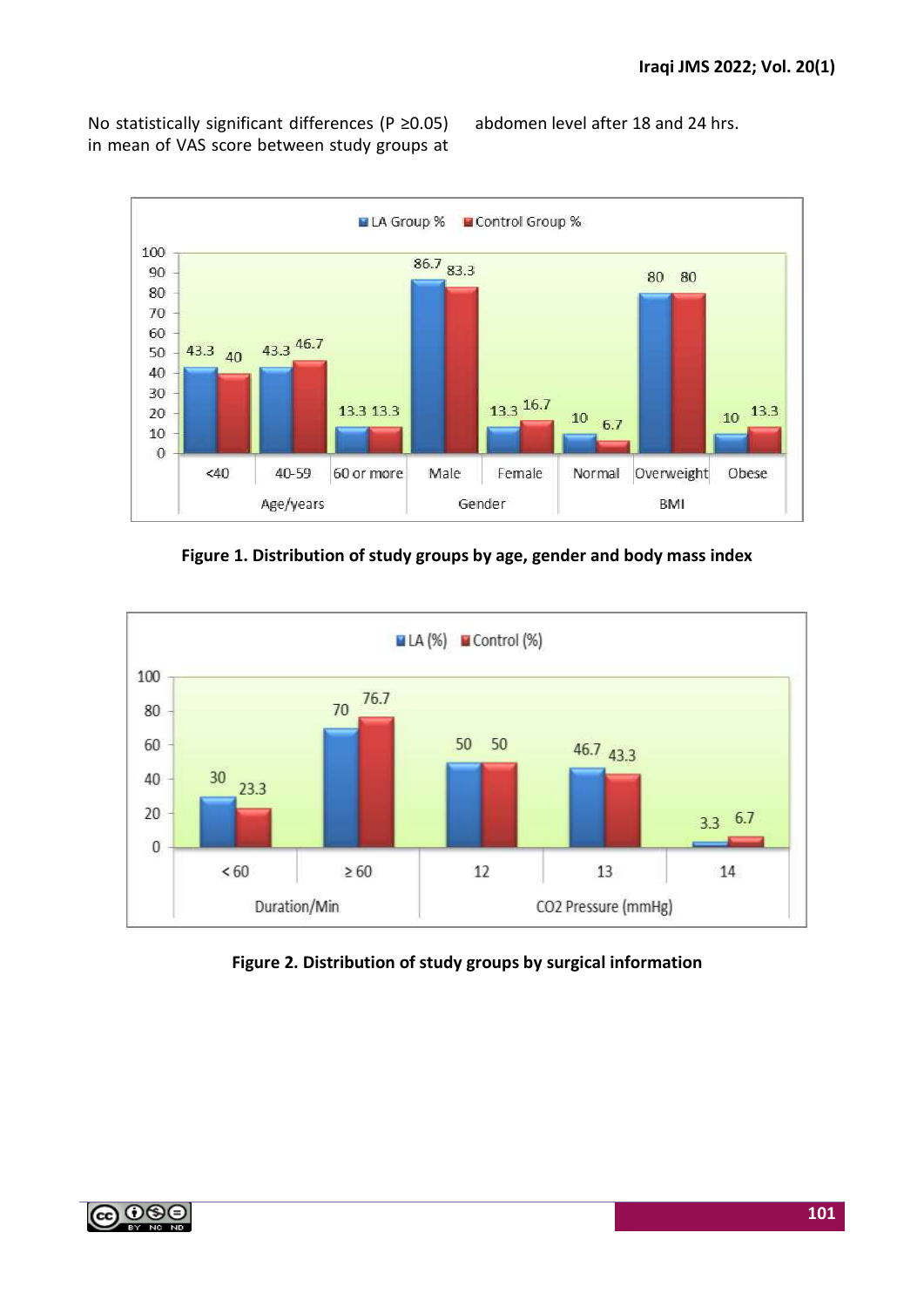No statistically significant differences (P ≥0.05) in mean of VAS score between study groups at abdomen level after 18 and 24 hrs.

**Figure 1. Distribution of study groups by age, gender and body mass index**

**Figure 2. Distribution of study groups by surgical information**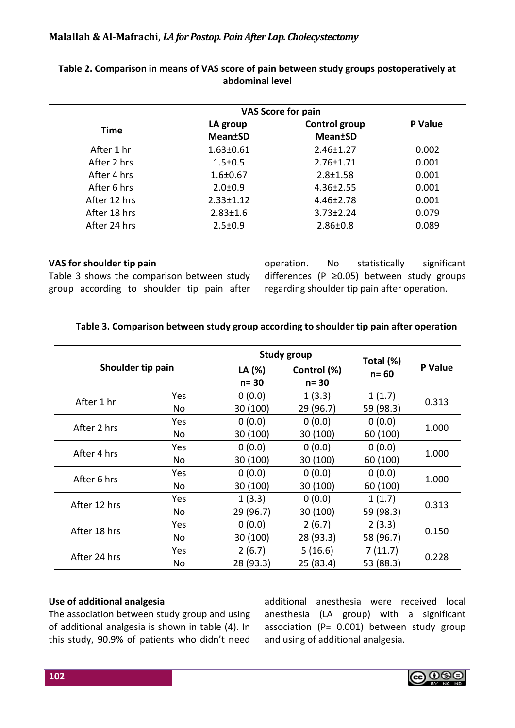**Table 2. Comparison in means of VAS score of pain between study groups postoperatively at abdominal level**

| Time | VAS Score for pain | | |
|---|---|---|---|
| | LA group Mean±SD | Control group Mean±SD | P Value |
| After 1 hr | 1.63±0.61 | 2.46±1.27 | 0.002 |
| After 2 hrs | 1.5±0.5 | 2.76±1.71 | 0.001 |
| After 4 hrs | 1.6±0.67 | 2.8±1.58 | 0.001 |
| After 6 hrs | 2.0±0.9 | 4.36±2.55 | 0.001 |
| After 12 hrs | 2.33±1.12 | 4.46±2.78 | 0.001 |
| After 18 hrs | 2.83±1.6 | 3.73±2.24 | 0.079 |
| After 24 hrs | 2.5±0.9 | 2.86±0.8 | 0.089 |

**VAS for shoulder tip pain**

Table 3 shows the comparison between study group according to shoulder tip pain after operation. No statistically significant differences (P ≥0.05) between study groups regarding shoulder tip pain after operation.

**Table 3. Comparison between study group according to shoulder tip pain after operation**

| Shoulder tip pain | | Study group | | Total (%) n= 60 | P Value |
|---|---|---|---|---|---|
| | | LA (%) n= 30 | Control (%) n= 30 | | |
| After 1 hr | Yes | 0 (0.0) | 1 (3.3) | 1 (1.7) | 0.313 |
| | No | 30 (100) | 29 (96.7) | 59 (98.3) | |
| After 2 hrs | Yes | 0 (0.0) | 0 (0.0) | 0 (0.0) | 1.000 |
| | No | 30 (100) | 30 (100) | 60 (100) | |
| After 4 hrs | Yes | 0 (0.0) | 0 (0.0) | 0 (0.0) | 1.000 |
| | No | 30 (100) | 30 (100) | 60 (100) | |
| After 6 hrs | Yes | 0 (0.0) | 0 (0.0) | 0 (0.0) | 1.000 |
| | No | 30 (100) | 30 (100) | 60 (100) | |
| After 12 hrs | Yes | 1 (3.3) | 0 (0.0) | 1 (1.7) | 0.313 |
| | No | 29 (96.7) | 30 (100) | 59 (98.3) | |
| After 18 hrs | Yes | 0 (0.0) | 2 (6.7) | 2 (3.3) | 0.150 |
| | No | 30 (100) | 28 (93.3) | 58 (96.7) | |
| After 24 hrs | Yes | 2 (6.7) | 5 (16.6) | 7 (11.7) | 0.228 |
| | No | 28 (93.3) | 25 (83.4) | 53 (88.3) | |

**Use of additional analgesia**

The association between study group and using of additional analgesia is shown in table (4). In this study, 90.9% of patients who didn't need additional anesthesia were received local anesthesia (LA group) with a significant association (P= 0.001) between study group and using of additional analgesia.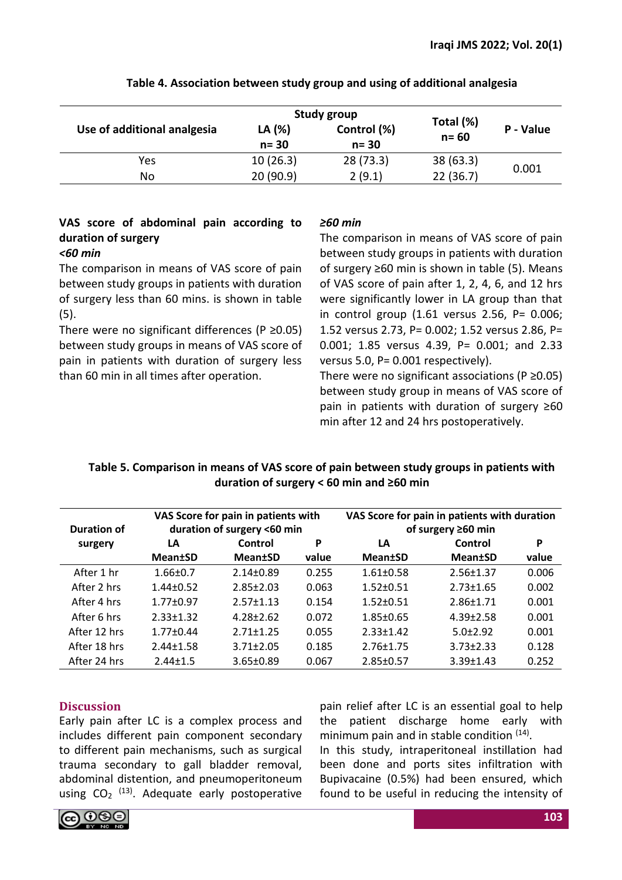**Table 4. Association between study group and using of additional analgesia**

| Use of additional analgesia | Study group | | Total (%) n= 60 | P - Value |
|---|---|---|---|---|
| | LA (%) n= 30 | Control (%) n= 30 | | |
| Yes | 10 (26.3) | 28 (73.3) | 38 (63.3) | 0.001 |
| No | 20 (90.9) | 2 (9.1) | 22 (36.7) | |

**VAS score of abdominal pain according to duration of surgery**

***<60 min***

The comparison in means of VAS score of pain between study groups in patients with duration of surgery less than 60 mins. is shown in table (5).

There were no significant differences (P ≥0.05) between study groups in means of VAS score of pain in patients with duration of surgery less than 60 min in all times after operation.

***≥60 min***

The comparison in means of VAS score of pain between study groups in patients with duration of surgery ≥60 min is shown in table (5). Means of VAS score of pain after 1, 2, 4, 6, and 12 hrs were significantly lower in LA group than that in control group (1.61 versus 2.56, P= 0.006; 1.52 versus 2.73, P= 0.002; 1.52 versus 2.86, P= 0.001; 1.85 versus 4.39, P= 0.001; and 2.33 versus 5.0, P= 0.001 respectively).

There were no significant associations (P ≥0.05) between study group in means of VAS score of pain in patients with duration of surgery ≥60 min after 12 and 24 hrs postoperatively.

**Table 5. Comparison in means of VAS score of pain between study groups in patients with duration of surgery < 60 min and ≥60 min**

| Duration of surgery | VAS Score for pain in patients with duration of surgery <60 min | | | VAS Score for pain in patients with duration of surgery ≥60 min | | |
|---|---|---|---|---|---|---|
| | LA Mean±SD | Control Mean±SD | P value | LA Mean±SD | Control Mean±SD | P value |
| After 1 hr | 1.66±0.7 | 2.14±0.89 | 0.255 | 1.61±0.58 | 2.56±1.37 | 0.006 |
| After 2 hrs | 1.44±0.52 | 2.85±2.03 | 0.063 | 1.52±0.51 | 2.73±1.65 | 0.002 |
| After 4 hrs | 1.77±0.97 | 2.57±1.13 | 0.154 | 1.52±0.51 | 2.86±1.71 | 0.001 |
| After 6 hrs | 2.33±1.32 | 4.28±2.62 | 0.072 | 1.85±0.65 | 4.39±2.58 | 0.001 |
| After 12 hrs | 1.77±0.44 | 2.71±1.25 | 0.055 | 2.33±1.42 | 5.0±2.92 | 0.001 |
| After 18 hrs | 2.44±1.58 | 3.71±2.05 | 0.185 | 2.76±1.75 | 3.73±2.33 | 0.128 |
| After 24 hrs | 2.44±1.5 | 3.65±0.89 | 0.067 | 2.85±0.57 | 3.39±1.43 | 0.252 |

## Discussion

Early pain after LC is a complex process and includes different pain component secondary to different pain mechanisms, such as surgical trauma secondary to gall bladder removal, abdominal distention, and pneumoperitoneum using $CO_2$ [13]. Adequate early postoperative pain relief after LC is an essential goal to help the patient discharge home early with minimum pain and in stable condition [14].

In this study, intraperitoneal instillation had been done and ports sites infiltration with Bupivacaine (0.5%) had been ensured, which found to be useful in reducing the intensity of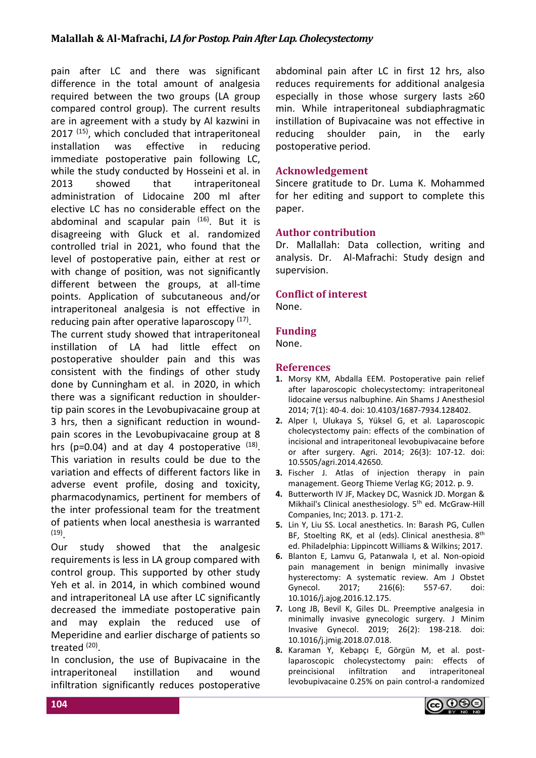pain after LC and there was significant difference in the total amount of analgesia required between the two groups (LA group compared control group). The current results are in agreement with a study by Al kazwini in 2017 [15], which concluded that intraperitoneal installation was effective in reducing immediate postoperative pain following LC, while the study conducted by Hosseini et al. in 2013 showed that intraperitoneal administration of Lidocaine 200 ml after elective LC has no considerable effect on the abdominal and scapular pain [16]. But it is disagreeing with Gluck et al. randomized controlled trial in 2021, who found that the level of postoperative pain, either at rest or with change of position, was not significantly different between the groups, at all-time points. Application of subcutaneous and/or intraperitoneal analgesia is not effective in reducing pain after operative laparoscopy [17].

The current study showed that intraperitoneal instillation of LA had little effect on postoperative shoulder pain and this was consistent with the findings of other study done by Cunningham et al. in 2020, in which there was a significant reduction in shoulder-tip pain scores in the Levobupivacaine group at 3 hrs, then a significant reduction in wound-pain scores in the Levobupivacaine group at 8 hrs (p=0.04) and at day 4 postoperative [18]. This variation in results could be due to the variation and effects of different factors like in adverse event profile, dosing and toxicity, pharmacodynamics, pertinent for members of the inter professional team for the treatment of patients when local anesthesia is warranted [19].

Our study showed that the analgesic requirements is less in LA group compared with control group. This supported by other study Yeh et al. in 2014, in which combined wound and intraperitoneal LA use after LC significantly decreased the immediate postoperative pain and may explain the reduced use of Meperidine and earlier discharge of patients so treated [20].

In conclusion, the use of Bupivacaine in the intraperitoneal instillation and wound infiltration significantly reduces postoperative abdominal pain after LC in first 12 hrs, also reduces requirements for additional analgesia especially in those whose surgery lasts ≥60 min. While intraperitoneal subdiaphragmatic instillation of Bupivacaine was not effective in reducing shoulder pain, in the early postoperative period.

## Acknowledgement

Sincere gratitude to Dr. Luma K. Mohammed for her editing and support to complete this paper.

## Author contribution

Dr. Mallallah: Data collection, writing and analysis. Dr. Al-Mafrachi: Study design and supervision.

## Conflict of interest

None.

## Funding

None.

## References

1. Morsy KM, Abdalla EEM. Postoperative pain relief after laparoscopic cholecystectomy: intraperitoneal lidocaine versus nalbuphine. Ain Shams J Anesthesiol 2014; 7(1): 40-4. doi: 10.4103/1687-7934.128402.
2. Alper I, Ulukaya S, Yüksel G, et al. Laparoscopic cholecystectomy pain: effects of the combination of incisional and intraperitoneal levobupivacaine before or after surgery. Agri. 2014; 26(3): 107-12. doi: 10.5505/agri.2014.42650.
3. Fischer J. Atlas of injection therapy in pain management. Georg Thieme Verlag KG; 2012. p. 9.
4. Butterworth IV JF, Mackey DC, Wasnick JD. Morgan & Mikhail's Clinical anesthesiology. 5th ed. McGraw-Hill Companies, Inc; 2013. p. 171-2.
5. Lin Y, Liu SS. Local anesthetics. In: Barash PG, Cullen BF, Stoelting RK, et al (eds). Clinical anesthesia. 8th ed. Philadelphia: Lippincott Williams & Wilkins; 2017.
6. Blanton E, Lamvu G, Patanwala I, et al. Non-opioid pain management in benign minimally invasive hysterectomy: A systematic review. Am J Obstet Gynecol. 2017; 216(6): 557-67. doi: 10.1016/j.ajog.2016.12.175.
7. Long JB, Bevil K, Giles DL. Preemptive analgesia in minimally invasive gynecologic surgery. J Minim Invasive Gynecol. 2019; 26(2): 198-218. doi: 10.1016/j.jmig.2018.07.018.
8. Karaman Y, Kebapçı E, Görgün M, et al. post-laparoscopic cholecystectomy pain: effects of preincisional infiltration and intraperitoneal levobupivacaine 0.25% on pain control-a randomized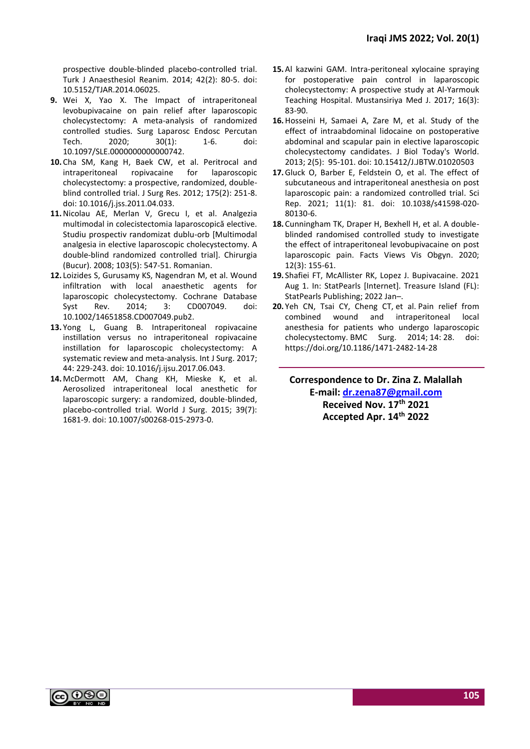prospective double-blinded placebo-controlled trial. Turk J Anaesthesiol Reanim. 2014; 42(2): 80-5. doi: 10.5152/TJAR.2014.06025.

9. Wei X, Yao X. The Impact of intraperitoneal levobupivacaine on pain relief after laparoscopic cholecystectomy: A meta-analysis of randomized controlled studies. Surg Laparosc Endosc Percutan Tech. 2020; 30(1): 1-6. doi: 10.1097/SLE.0000000000000742.
10. Cha SM, Kang H, Baek CW, et al. Peritrocal and intraperitoneal ropivacaine for laparoscopic cholecystectomy: a prospective, randomized, double-blind controlled trial. J Surg Res. 2012; 175(2): 251-8. doi: 10.1016/j.jss.2011.04.033.
11. Nicolau AE, Merlan V, Grecu I, et al. Analgezia multimodal in colecistectomia laparoscopică elective. Studiu prospectiv randomizat dublu-orb [Multimodal analgesia in elective laparoscopic cholecystectomy. A double-blind randomized controlled trial]. Chirurgia (Bucur). 2008; 103(5): 547-51. Romanian.
12. Loizides S, Gurusamy KS, Nagendran M, et al. Wound infiltration with local anaesthetic agents for laparoscopic cholecystectomy. Cochrane Database Syst Rev. 2014; 3: CD007049. doi: 10.1002/14651858.CD007049.pub2.
13. Yong L, Guang B. Intraperitoneal ropivacaine instillation versus no intraperitoneal ropivacaine instillation for laparoscopic cholecystectomy: A systematic review and meta-analysis. Int J Surg. 2017; 44: 229-243. doi: 10.1016/j.ijsu.2017.06.043.
14. McDermott AM, Chang KH, Mieske K, et al. Aerosolized intraperitoneal local anesthetic for laparoscopic surgery: a randomized, double-blinded, placebo-controlled trial. World J Surg. 2015; 39(7): 1681-9. doi: 10.1007/s00268-015-2973-0.
15. Al kazwini GAM. Intra-peritoneal xylocaine spraying for postoperative pain control in laparoscopic cholecystectomy: A prospective study at Al-Yarmouk Teaching Hospital. Mustansiriya Med J. 2017; 16(3): 83-90.
16. Hosseini H, Samaei A, Zare M, et al. Study of the effect of intraabdominal lidocaine on postoperative abdominal and scapular pain in elective laparoscopic cholecystectomy candidates. J Biol Today's World. 2013; 2(5): 95-101. doi: 10.15412/J.JBTW.01020503
17. Gluck O, Barber E, Feldstein O, et al. The effect of subcutaneous and intraperitoneal anesthesia on post laparoscopic pain: a randomized controlled trial. Sci Rep. 2021; 11(1): 81. doi: 10.1038/s41598-020-80130-6.
18. Cunningham TK, Draper H, Bexhell H, et al. A double-blinded randomised controlled study to investigate the effect of intraperitoneal levobupivacaine on post laparoscopic pain. Facts Views Vis Obgyn. 2020; 12(3): 155-61.
19. Shafiei FT, McAllister RK, Lopez J. Bupivacaine. 2021 Aug 1. In: StatPearls [Internet]. Treasure Island (FL): StatPearls Publishing; 2022 Jan–.
20. Yeh CN, Tsai CY, Cheng CT, et al. Pain relief from combined wound and intraperitoneal local anesthesia for patients who undergo laparoscopic cholecystectomy. BMC Surg. 2014; 14: 28. doi: https://doi.org/10.1186/1471-2482-14-28

**Correspondence to Dr. Zina Z. Malallah**
**E-mail: dr.zena87@gmail.com**
**Received Nov. 17th 2021**
**Accepted Apr. 14th 2022**